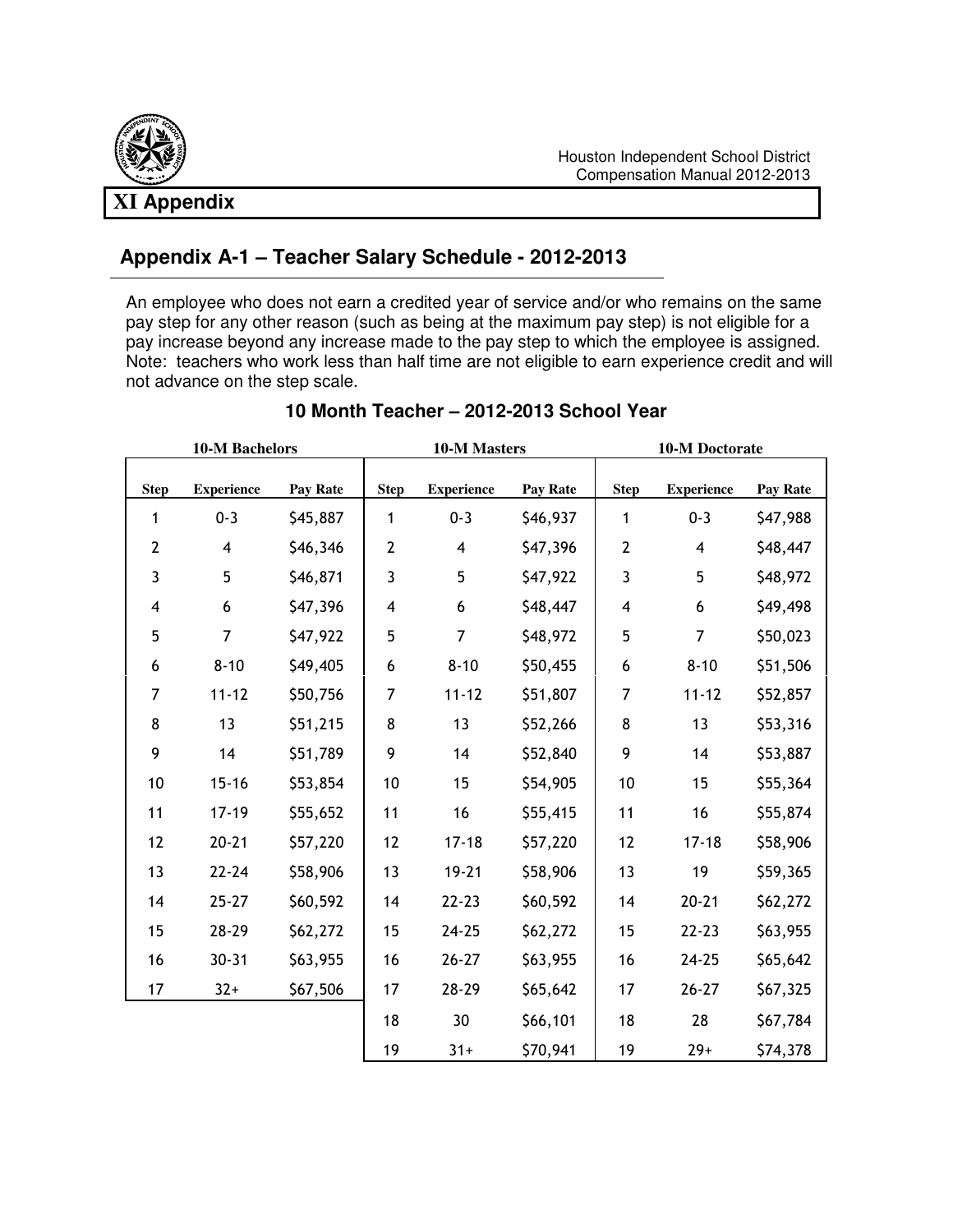# XI Appendix

## Appendix A-1 – Teacher Salary Schedule - 2012-2013

An employee who does not earn a credited year of service and/or who remains on the same pay step for any other reason (such as being at the maximum pay step) is not eligible for a pay increase beyond any increase made to the pay step to which the employee is assigned. Note: teachers who work less than half time are not eligible to earn experience credit and will not advance on the step scale.

### 10 Month Teacher – 2012-2013 School Year

| 10-M Bachelors | | | 10-M Masters | | | 10-M Doctorate | | |
|---|---|---|---|---|---|---|---|---|
| Step | Experience | Pay Rate | Step | Experience | Pay Rate | Step | Experience | Pay Rate |
| 1 | 0-3 | $45,887 | 1 | 0-3 | $46,937 | 1 | 0-3 | $47,988 |
| 2 | 4 | $46,346 | 2 | 4 | $47,396 | 2 | 4 | $48,447 |
| 3 | 5 | $46,871 | 3 | 5 | $47,922 | 3 | 5 | $48,972 |
| 4 | 6 | $47,396 | 4 | 6 | $48,447 | 4 | 6 | $49,498 |
| 5 | 7 | $47,922 | 5 | 7 | $48,972 | 5 | 7 | $50,023 |
| 6 | 8-10 | $49,405 | 6 | 8-10 | $50,455 | 6 | 8-10 | $51,506 |
| 7 | 11-12 | $50,756 | 7 | 11-12 | $51,807 | 7 | 11-12 | $52,857 |
| 8 | 13 | $51,215 | 8 | 13 | $52,266 | 8 | 13 | $53,316 |
| 9 | 14 | $51,789 | 9 | 14 | $52,840 | 9 | 14 | $53,887 |
| 10 | 15-16 | $53,854 | 10 | 15 | $54,905 | 10 | 15 | $55,364 |
| 11 | 17-19 | $55,652 | 11 | 16 | $55,415 | 11 | 16 | $55,874 |
| 12 | 20-21 | $57,220 | 12 | 17-18 | $57,220 | 12 | 17-18 | $58,906 |
| 13 | 22-24 | $58,906 | 13 | 19-21 | $58,906 | 13 | 19 | $59,365 |
| 14 | 25-27 | $60,592 | 14 | 22-23 | $60,592 | 14 | 20-21 | $62,272 |
| 15 | 28-29 | $62,272 | 15 | 24-25 | $62,272 | 15 | 22-23 | $63,955 |
| 16 | 30-31 | $63,955 | 16 | 26-27 | $63,955 | 16 | 24-25 | $65,642 |
| 17 | 32+ | $67,506 | 17 | 28-29 | $65,642 | 17 | 26-27 | $67,325 |
| | | | 18 | 30 | $66,101 | 18 | 28 | $67,784 |
| | | | 19 | 31+ | $70,941 | 19 | 29+ | $74,378 |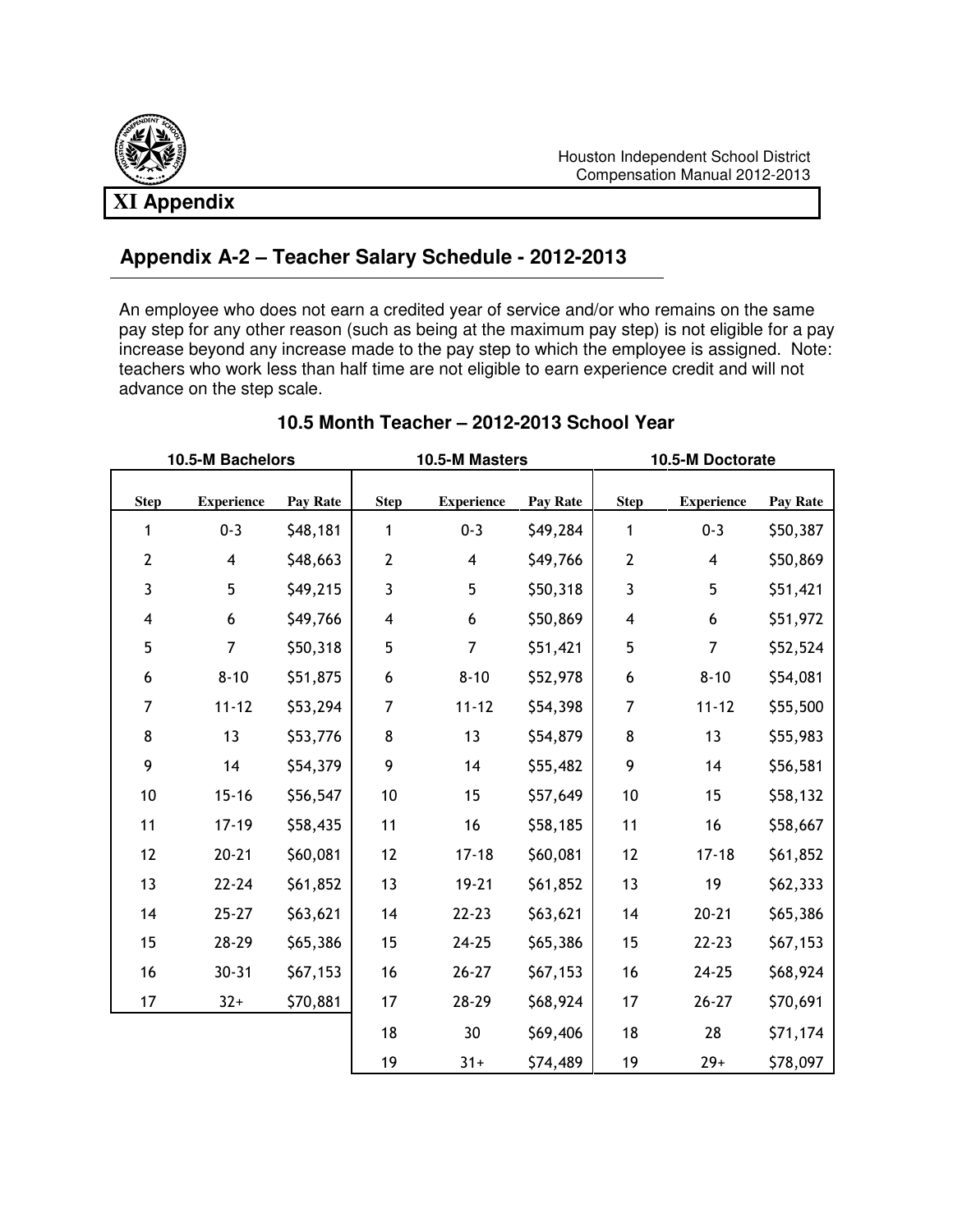## XI Appendix

### Appendix A-2 – Teacher Salary Schedule - 2012-2013

An employee who does not earn a credited year of service and/or who remains on the same pay step for any other reason (such as being at the maximum pay step) is not eligible for a pay increase beyond any increase made to the pay step to which the employee is assigned. Note: teachers who work less than half time are not eligible to earn experience credit and will not advance on the step scale.

#### 10.5 Month Teacher – 2012-2013 School Year

| 10.5-M Bachelors | | | 10.5-M Masters | | | 10.5-M Doctorate | | |
|---|---|---|---|---|---|---|---|---|
| **Step** | **Experience** | **Pay Rate** | **Step** | **Experience** | **Pay Rate** | **Step** | **Experience** | **Pay Rate** |
| 1 | 0-3 | $48,181 | 1 | 0-3 | $49,284 | 1 | 0-3 | $50,387 |
| 2 | 4 | $48,663 | 2 | 4 | $49,766 | 2 | 4 | $50,869 |
| 3 | 5 | $49,215 | 3 | 5 | $50,318 | 3 | 5 | $51,421 |
| 4 | 6 | $49,766 | 4 | 6 | $50,869 | 4 | 6 | $51,972 |
| 5 | 7 | $50,318 | 5 | 7 | $51,421 | 5 | 7 | $52,524 |
| 6 | 8-10 | $51,875 | 6 | 8-10 | $52,978 | 6 | 8-10 | $54,081 |
| 7 | 11-12 | $53,294 | 7 | 11-12 | $54,398 | 7 | 11-12 | $55,500 |
| 8 | 13 | $53,776 | 8 | 13 | $54,879 | 8 | 13 | $55,983 |
| 9 | 14 | $54,379 | 9 | 14 | $55,482 | 9 | 14 | $56,581 |
| 10 | 15-16 | $56,547 | 10 | 15 | $57,649 | 10 | 15 | $58,132 |
| 11 | 17-19 | $58,435 | 11 | 16 | $58,185 | 11 | 16 | $58,667 |
| 12 | 20-21 | $60,081 | 12 | 17-18 | $60,081 | 12 | 17-18 | $61,852 |
| 13 | 22-24 | $61,852 | 13 | 19-21 | $61,852 | 13 | 19 | $62,333 |
| 14 | 25-27 | $63,621 | 14 | 22-23 | $63,621 | 14 | 20-21 | $65,386 |
| 15 | 28-29 | $65,386 | 15 | 24-25 | $65,386 | 15 | 22-23 | $67,153 |
| 16 | 30-31 | $67,153 | 16 | 26-27 | $67,153 | 16 | 24-25 | $68,924 |
| 17 | 32+ | $70,881 | 17 | 28-29 | $68,924 | 17 | 26-27 | $70,691 |
| | | | 18 | 30 | $69,406 | 18 | 28 | $71,174 |
| | | | 19 | 31+ | $74,489 | 19 | 29+ | $78,097 |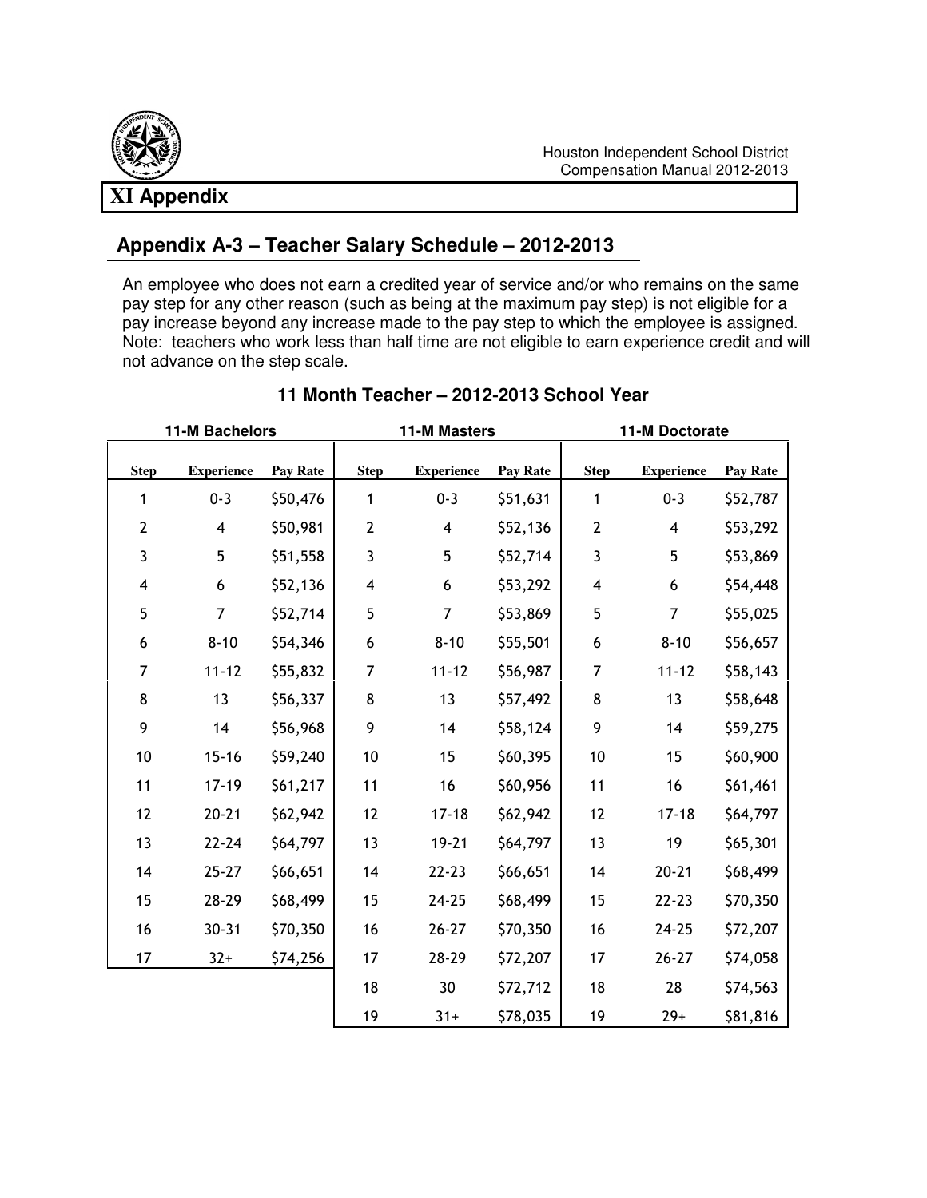# XI Appendix

## Appendix A-3 – Teacher Salary Schedule – 2012-2013

An employee who does not earn a credited year of service and/or who remains on the same pay step for any other reason (such as being at the maximum pay step) is not eligible for a pay increase beyond any increase made to the pay step to which the employee is assigned. Note: teachers who work less than half time are not eligible to earn experience credit and will not advance on the step scale.

### 11 Month Teacher – 2012-2013 School Year

| 11-M Bachelors | | | 11-M Masters | | | 11-M Doctorate | | |
|---|---|---|---|---|---|---|---|---|
| **Step** | **Experience** | **Pay Rate** | **Step** | **Experience** | **Pay Rate** | **Step** | **Experience** | **Pay Rate** |
| 1 | 0-3 | $50,476 | 1 | 0-3 | $51,631 | 1 | 0-3 | $52,787 |
| 2 | 4 | $50,981 | 2 | 4 | $52,136 | 2 | 4 | $53,292 |
| 3 | 5 | $51,558 | 3 | 5 | $52,714 | 3 | 5 | $53,869 |
| 4 | 6 | $52,136 | 4 | 6 | $53,292 | 4 | 6 | $54,448 |
| 5 | 7 | $52,714 | 5 | 7 | $53,869 | 5 | 7 | $55,025 |
| 6 | 8-10 | $54,346 | 6 | 8-10 | $55,501 | 6 | 8-10 | $56,657 |
| 7 | 11-12 | $55,832 | 7 | 11-12 | $56,987 | 7 | 11-12 | $58,143 |
| 8 | 13 | $56,337 | 8 | 13 | $57,492 | 8 | 13 | $58,648 |
| 9 | 14 | $56,968 | 9 | 14 | $58,124 | 9 | 14 | $59,275 |
| 10 | 15-16 | $59,240 | 10 | 15 | $60,395 | 10 | 15 | $60,900 |
| 11 | 17-19 | $61,217 | 11 | 16 | $60,956 | 11 | 16 | $61,461 |
| 12 | 20-21 | $62,942 | 12 | 17-18 | $62,942 | 12 | 17-18 | $64,797 |
| 13 | 22-24 | $64,797 | 13 | 19-21 | $64,797 | 13 | 19 | $65,301 |
| 14 | 25-27 | $66,651 | 14 | 22-23 | $66,651 | 14 | 20-21 | $68,499 |
| 15 | 28-29 | $68,499 | 15 | 24-25 | $68,499 | 15 | 22-23 | $70,350 |
| 16 | 30-31 | $70,350 | 16 | 26-27 | $70,350 | 16 | 24-25 | $72,207 |
| 17 | 32+ | $74,256 | 17 | 28-29 | $72,207 | 17 | 26-27 | $74,058 |
| | | | 18 | 30 | $72,712 | 18 | 28 | $74,563 |
| | | | 19 | 31+ | $78,035 | 19 | 29+ | $81,816 |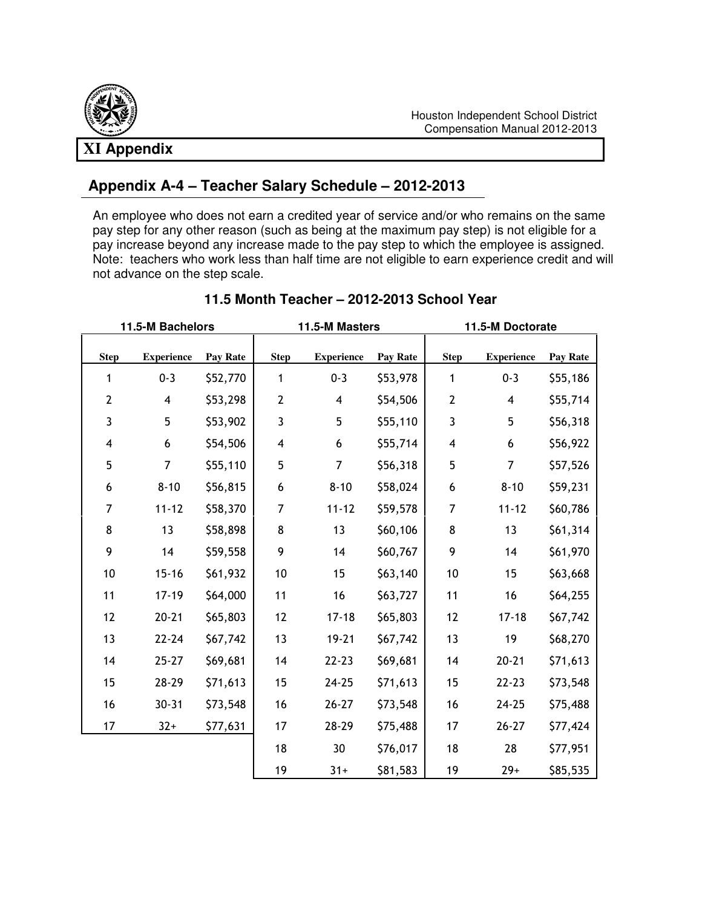# XI Appendix

## Appendix A-4 – Teacher Salary Schedule – 2012-2013

An employee who does not earn a credited year of service and/or who remains on the same pay step for any other reason (such as being at the maximum pay step) is not eligible for a pay increase beyond any increase made to the pay step to which the employee is assigned. Note: teachers who work less than half time are not eligible to earn experience credit and will not advance on the step scale.

### 11.5 Month Teacher – 2012-2013 School Year

| 11.5-M Bachelors | | | 11.5-M Masters | | | 11.5-M Doctorate | | |
|---|---|---|---|---|---|---|---|---|
| **Step** | **Experience** | **Pay Rate** | **Step** | **Experience** | **Pay Rate** | **Step** | **Experience** | **Pay Rate** |
| 1 | 0-3 | $52,770 | 1 | 0-3 | $53,978 | 1 | 0-3 | $55,186 |
| 2 | 4 | $53,298 | 2 | 4 | $54,506 | 2 | 4 | $55,714 |
| 3 | 5 | $53,902 | 3 | 5 | $55,110 | 3 | 5 | $56,318 |
| 4 | 6 | $54,506 | 4 | 6 | $55,714 | 4 | 6 | $56,922 |
| 5 | 7 | $55,110 | 5 | 7 | $56,318 | 5 | 7 | $57,526 |
| 6 | 8-10 | $56,815 | 6 | 8-10 | $58,024 | 6 | 8-10 | $59,231 |
| 7 | 11-12 | $58,370 | 7 | 11-12 | $59,578 | 7 | 11-12 | $60,786 |
| 8 | 13 | $58,898 | 8 | 13 | $60,106 | 8 | 13 | $61,314 |
| 9 | 14 | $59,558 | 9 | 14 | $60,767 | 9 | 14 | $61,970 |
| 10 | 15-16 | $61,932 | 10 | 15 | $63,140 | 10 | 15 | $63,668 |
| 11 | 17-19 | $64,000 | 11 | 16 | $63,727 | 11 | 16 | $64,255 |
| 12 | 20-21 | $65,803 | 12 | 17-18 | $65,803 | 12 | 17-18 | $67,742 |
| 13 | 22-24 | $67,742 | 13 | 19-21 | $67,742 | 13 | 19 | $68,270 |
| 14 | 25-27 | $69,681 | 14 | 22-23 | $69,681 | 14 | 20-21 | $71,613 |
| 15 | 28-29 | $71,613 | 15 | 24-25 | $71,613 | 15 | 22-23 | $73,548 |
| 16 | 30-31 | $73,548 | 16 | 26-27 | $73,548 | 16 | 24-25 | $75,488 |
| 17 | 32+ | $77,631 | 17 | 28-29 | $75,488 | 17 | 26-27 | $77,424 |
| | | | 18 | 30 | $76,017 | 18 | 28 | $77,951 |
| | | | 19 | 31+ | $81,583 | 19 | 29+ | $85,535 |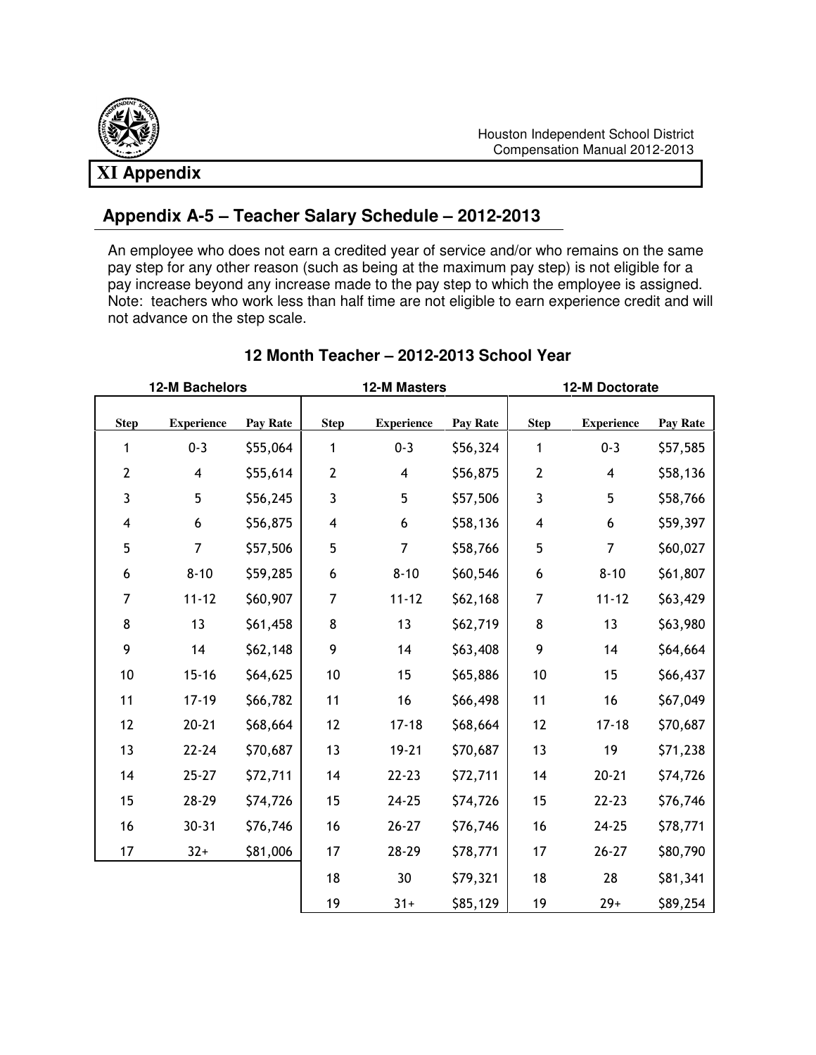# XI Appendix

## Appendix A-5 – Teacher Salary Schedule – 2012-2013

An employee who does not earn a credited year of service and/or who remains on the same pay step for any other reason (such as being at the maximum pay step) is not eligible for a pay increase beyond any increase made to the pay step to which the employee is assigned. Note: teachers who work less than half time are not eligible to earn experience credit and will not advance on the step scale.

### 12 Month Teacher – 2012-2013 School Year

| 12-M Bachelors | | | 12-M Masters | | | 12-M Doctorate | | |
|---|---|---|---|---|---|---|---|---|
| **Step** | **Experience** | **Pay Rate** | **Step** | **Experience** | **Pay Rate** | **Step** | **Experience** | **Pay Rate** |
| 1 | 0-3 | $55,064 | 1 | 0-3 | $56,324 | 1 | 0-3 | $57,585 |
| 2 | 4 | $55,614 | 2 | 4 | $56,875 | 2 | 4 | $58,136 |
| 3 | 5 | $56,245 | 3 | 5 | $57,506 | 3 | 5 | $58,766 |
| 4 | 6 | $56,875 | 4 | 6 | $58,136 | 4 | 6 | $59,397 |
| 5 | 7 | $57,506 | 5 | 7 | $58,766 | 5 | 7 | $60,027 |
| 6 | 8-10 | $59,285 | 6 | 8-10 | $60,546 | 6 | 8-10 | $61,807 |
| 7 | 11-12 | $60,907 | 7 | 11-12 | $62,168 | 7 | 11-12 | $63,429 |
| 8 | 13 | $61,458 | 8 | 13 | $62,719 | 8 | 13 | $63,980 |
| 9 | 14 | $62,148 | 9 | 14 | $63,408 | 9 | 14 | $64,664 |
| 10 | 15-16 | $64,625 | 10 | 15 | $65,886 | 10 | 15 | $66,437 |
| 11 | 17-19 | $66,782 | 11 | 16 | $66,498 | 11 | 16 | $67,049 |
| 12 | 20-21 | $68,664 | 12 | 17-18 | $68,664 | 12 | 17-18 | $70,687 |
| 13 | 22-24 | $70,687 | 13 | 19-21 | $70,687 | 13 | 19 | $71,238 |
| 14 | 25-27 | $72,711 | 14 | 22-23 | $72,711 | 14 | 20-21 | $74,726 |
| 15 | 28-29 | $74,726 | 15 | 24-25 | $74,726 | 15 | 22-23 | $76,746 |
| 16 | 30-31 | $76,746 | 16 | 26-27 | $76,746 | 16 | 24-25 | $78,771 |
| 17 | 32+ | $81,006 | 17 | 28-29 | $78,771 | 17 | 26-27 | $80,790 |
| | | | 18 | 30 | $79,321 | 18 | 28 | $81,341 |
| | | | 19 | 31+ | $85,129 | 19 | 29+ | $89,254 |